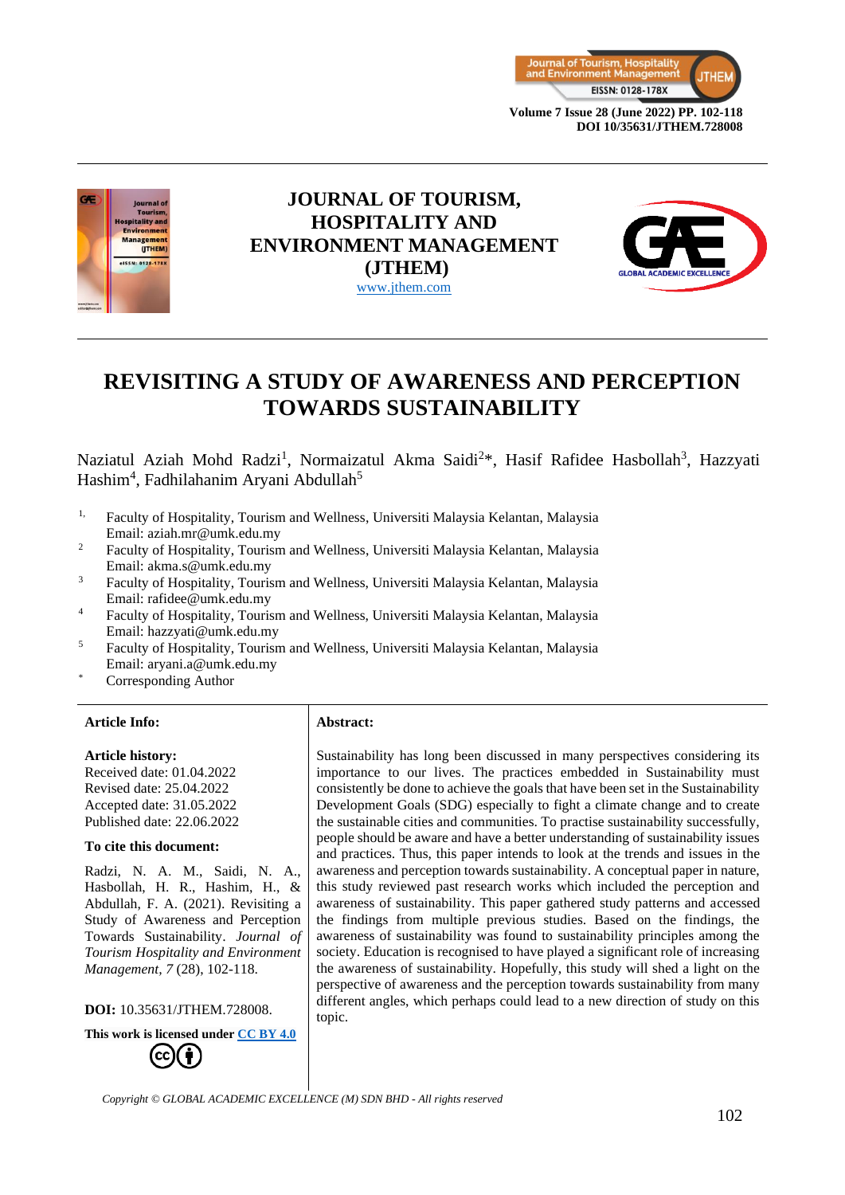# JOURNAL OF TOURISM, HOSPITALITY AND ENVIRONMENT MANAGEMENT (JTHEM)

www.jthem.com

# REVISITING A STUDY OF AWARENESS AND PERCEPTION TOWARDS SUSTAINABILITY

Naziatul Aziah Mohd Radzi[1], Normaizatul Akma Saidi[2*], Hasif Rafidee Hasbollah[3], Hazzyati Hashim[4], Fadhilahanim Aryani Abdullah[5]

[1,] Faculty of Hospitality, Tourism and Wellness, Universiti Malaysia Kelantan, Malaysia
Email: aziah.mr@umk.edu.my

[2] Faculty of Hospitality, Tourism and Wellness, Universiti Malaysia Kelantan, Malaysia
Email: akma.s@umk.edu.my

[3] Faculty of Hospitality, Tourism and Wellness, Universiti Malaysia Kelantan, Malaysia
Email: rafidee@umk.edu.my

[4] Faculty of Hospitality, Tourism and Wellness, Universiti Malaysia Kelantan, Malaysia
Email: hazzyati@umk.edu.my

[5] Faculty of Hospitality, Tourism and Wellness, Universiti Malaysia Kelantan, Malaysia
Email: aryani.a@umk.edu.my

[*] Corresponding Author

**Article Info:**

**Article history:**
Received date: 01.04.2022
Revised date: 25.04.2022
Accepted date: 31.05.2022
Published date: 22.06.2022

**To cite this document:**

Radzi, N. A. M., Saidi, N. A., Hasbollah, H. R., Hashim, H., & Abdullah, F. A. (2021). Revisiting a Study of Awareness and Perception Towards Sustainability. *Journal of Tourism Hospitality and Environment Management, 7* (28), 102-118.

**DOI:** 10.35631/JTHEM.728008.

**This work is licensed under CC BY 4.0**

**Abstract:**

Sustainability has long been discussed in many perspectives considering its importance to our lives. The practices embedded in Sustainability must consistently be done to achieve the goals that have been set in the Sustainability Development Goals (SDG) especially to fight a climate change and to create the sustainable cities and communities. To practise sustainability successfully, people should be aware and have a better understanding of sustainability issues and practices. Thus, this paper intends to look at the trends and issues in the awareness and perception towards sustainability. A conceptual paper in nature, this study reviewed past research works which included the perception and awareness of sustainability. This paper gathered study patterns and accessed the findings from multiple previous studies. Based on the findings, the awareness of sustainability was found to sustainability principles among the society. Education is recognised to have played a significant role of increasing the awareness of sustainability. Hopefully, this study will shed a light on the perspective of awareness and the perception towards sustainability from many different angles, which perhaps could lead to a new direction of study on this topic.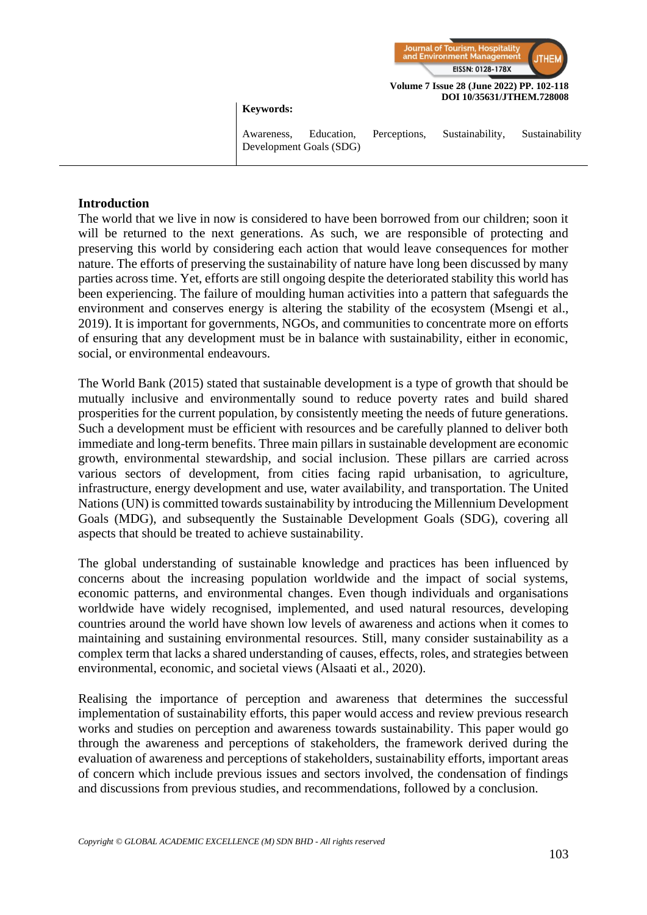**Keywords:**

Awareness, Education, Perceptions, Sustainability, Sustainability Development Goals (SDG)

## Introduction

The world that we live in now is considered to have been borrowed from our children; soon it will be returned to the next generations. As such, we are responsible of protecting and preserving this world by considering each action that would leave consequences for mother nature. The efforts of preserving the sustainability of nature have long been discussed by many parties across time. Yet, efforts are still ongoing despite the deteriorated stability this world has been experiencing. The failure of moulding human activities into a pattern that safeguards the environment and conserves energy is altering the stability of the ecosystem (Msengi et al., 2019). It is important for governments, NGOs, and communities to concentrate more on efforts of ensuring that any development must be in balance with sustainability, either in economic, social, or environmental endeavours.

The World Bank (2015) stated that sustainable development is a type of growth that should be mutually inclusive and environmentally sound to reduce poverty rates and build shared prosperities for the current population, by consistently meeting the needs of future generations. Such a development must be efficient with resources and be carefully planned to deliver both immediate and long-term benefits. Three main pillars in sustainable development are economic growth, environmental stewardship, and social inclusion. These pillars are carried across various sectors of development, from cities facing rapid urbanisation, to agriculture, infrastructure, energy development and use, water availability, and transportation. The United Nations (UN) is committed towards sustainability by introducing the Millennium Development Goals (MDG), and subsequently the Sustainable Development Goals (SDG), covering all aspects that should be treated to achieve sustainability.

The global understanding of sustainable knowledge and practices has been influenced by concerns about the increasing population worldwide and the impact of social systems, economic patterns, and environmental changes. Even though individuals and organisations worldwide have widely recognised, implemented, and used natural resources, developing countries around the world have shown low levels of awareness and actions when it comes to maintaining and sustaining environmental resources. Still, many consider sustainability as a complex term that lacks a shared understanding of causes, effects, roles, and strategies between environmental, economic, and societal views (Alsaati et al., 2020).

Realising the importance of perception and awareness that determines the successful implementation of sustainability efforts, this paper would access and review previous research works and studies on perception and awareness towards sustainability. This paper would go through the awareness and perceptions of stakeholders, the framework derived during the evaluation of awareness and perceptions of stakeholders, sustainability efforts, important areas of concern which include previous issues and sectors involved, the condensation of findings and discussions from previous studies, and recommendations, followed by a conclusion.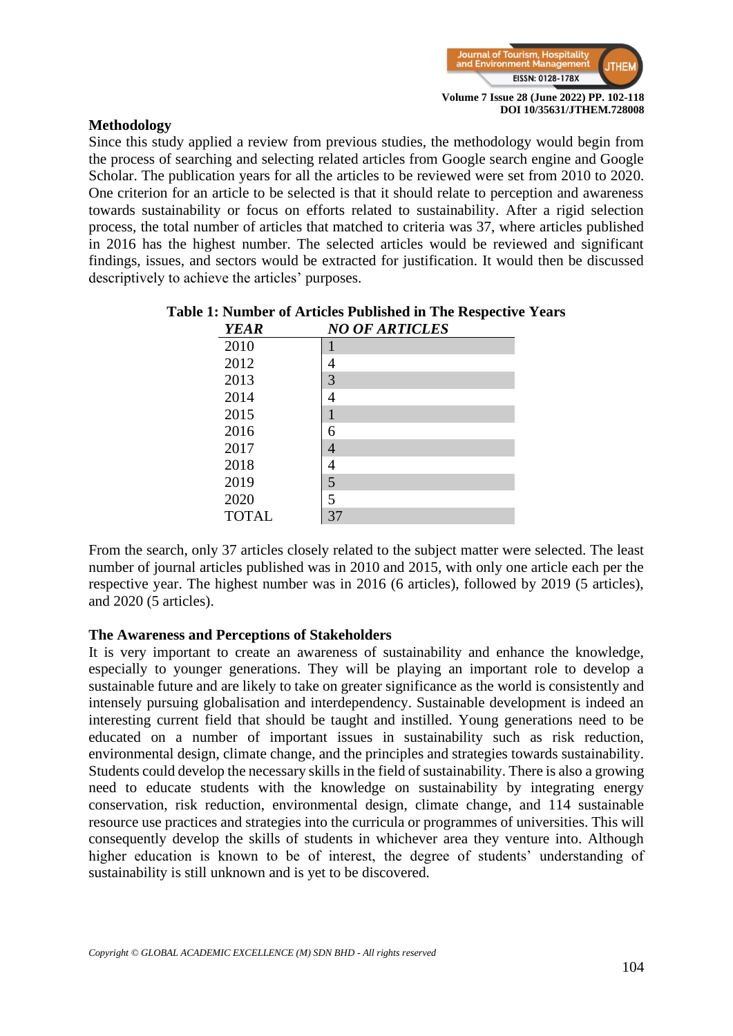## Methodology

Since this study applied a review from previous studies, the methodology would begin from the process of searching and selecting related articles from Google search engine and Google Scholar. The publication years for all the articles to be reviewed were set from 2010 to 2020. One criterion for an article to be selected is that it should relate to perception and awareness towards sustainability or focus on efforts related to sustainability. After a rigid selection process, the total number of articles that matched to criteria was 37, where articles published in 2016 has the highest number. The selected articles would be reviewed and significant findings, issues, and sectors would be extracted for justification. It would then be discussed descriptively to achieve the articles' purposes.

**Table 1: Number of Articles Published in The Respective Years**

| *YEAR* | *NO OF ARTICLES* |
|---|---|
| 2010 | 1 |
| 2012 | 4 |
| 2013 | 3 |
| 2014 | 4 |
| 2015 | 1 |
| 2016 | 6 |
| 2017 | 4 |
| 2018 | 4 |
| 2019 | 5 |
| 2020 | 5 |
| TOTAL | 37 |

From the search, only 37 articles closely related to the subject matter were selected. The least number of journal articles published was in 2010 and 2015, with only one article each per the respective year. The highest number was in 2016 (6 articles), followed by 2019 (5 articles), and 2020 (5 articles).

### The Awareness and Perceptions of Stakeholders

It is very important to create an awareness of sustainability and enhance the knowledge, especially to younger generations. They will be playing an important role to develop a sustainable future and are likely to take on greater significance as the world is consistently and intensely pursuing globalisation and interdependency. Sustainable development is indeed an interesting current field that should be taught and instilled. Young generations need to be educated on a number of important issues in sustainability such as risk reduction, environmental design, climate change, and the principles and strategies towards sustainability. Students could develop the necessary skills in the field of sustainability. There is also a growing need to educate students with the knowledge on sustainability by integrating energy conservation, risk reduction, environmental design, climate change, and 114 sustainable resource use practices and strategies into the curricula or programmes of universities. This will consequently develop the skills of students in whichever area they venture into. Although higher education is known to be of interest, the degree of students' understanding of sustainability is still unknown and is yet to be discovered.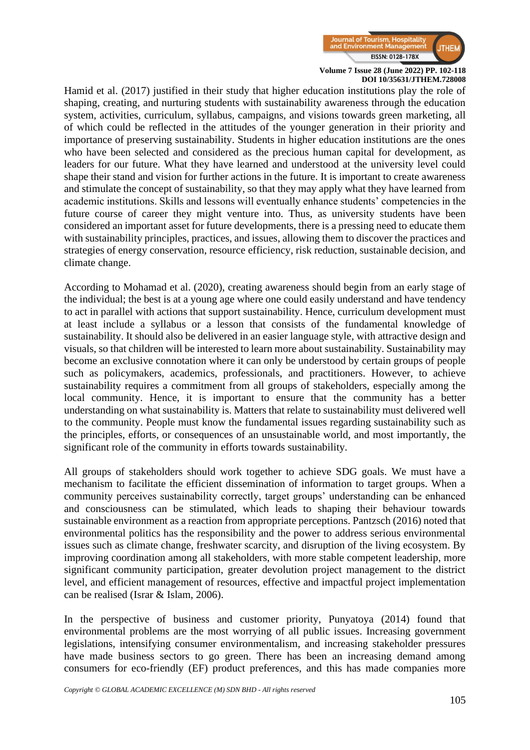Hamid et al. (2017) justified in their study that higher education institutions play the role of shaping, creating, and nurturing students with sustainability awareness through the education system, activities, curriculum, syllabus, campaigns, and visions towards green marketing, all of which could be reflected in the attitudes of the younger generation in their priority and importance of preserving sustainability. Students in higher education institutions are the ones who have been selected and considered as the precious human capital for development, as leaders for our future. What they have learned and understood at the university level could shape their stand and vision for further actions in the future. It is important to create awareness and stimulate the concept of sustainability, so that they may apply what they have learned from academic institutions. Skills and lessons will eventually enhance students' competencies in the future course of career they might venture into. Thus, as university students have been considered an important asset for future developments, there is a pressing need to educate them with sustainability principles, practices, and issues, allowing them to discover the practices and strategies of energy conservation, resource efficiency, risk reduction, sustainable decision, and climate change.

According to Mohamad et al. (2020), creating awareness should begin from an early stage of the individual; the best is at a young age where one could easily understand and have tendency to act in parallel with actions that support sustainability. Hence, curriculum development must at least include a syllabus or a lesson that consists of the fundamental knowledge of sustainability. It should also be delivered in an easier language style, with attractive design and visuals, so that children will be interested to learn more about sustainability. Sustainability may become an exclusive connotation where it can only be understood by certain groups of people such as policymakers, academics, professionals, and practitioners. However, to achieve sustainability requires a commitment from all groups of stakeholders, especially among the local community. Hence, it is important to ensure that the community has a better understanding on what sustainability is. Matters that relate to sustainability must delivered well to the community. People must know the fundamental issues regarding sustainability such as the principles, efforts, or consequences of an unsustainable world, and most importantly, the significant role of the community in efforts towards sustainability.

All groups of stakeholders should work together to achieve SDG goals. We must have a mechanism to facilitate the efficient dissemination of information to target groups. When a community perceives sustainability correctly, target groups' understanding can be enhanced and consciousness can be stimulated, which leads to shaping their behaviour towards sustainable environment as a reaction from appropriate perceptions. Pantzsch (2016) noted that environmental politics has the responsibility and the power to address serious environmental issues such as climate change, freshwater scarcity, and disruption of the living ecosystem. By improving coordination among all stakeholders, with more stable competent leadership, more significant community participation, greater devolution project management to the district level, and efficient management of resources, effective and impactful project implementation can be realised (Israr & Islam, 2006).

In the perspective of business and customer priority, Punyatoya (2014) found that environmental problems are the most worrying of all public issues. Increasing government legislations, intensifying consumer environmentalism, and increasing stakeholder pressures have made business sectors to go green. There has been an increasing demand among consumers for eco-friendly (EF) product preferences, and this has made companies more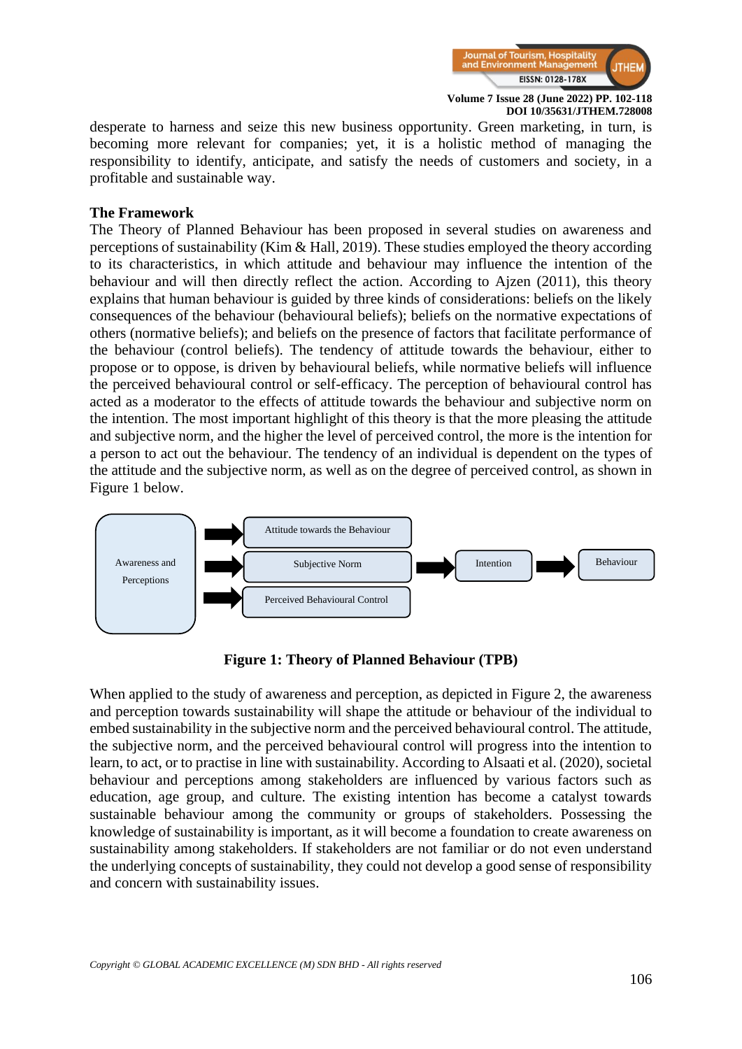desperate to harness and seize this new business opportunity. Green marketing, in turn, is becoming more relevant for companies; yet, it is a holistic method of managing the responsibility to identify, anticipate, and satisfy the needs of customers and society, in a profitable and sustainable way.

**The Framework**

The Theory of Planned Behaviour has been proposed in several studies on awareness and perceptions of sustainability (Kim & Hall, 2019). These studies employed the theory according to its characteristics, in which attitude and behaviour may influence the intention of the behaviour and will then directly reflect the action. According to Ajzen (2011), this theory explains that human behaviour is guided by three kinds of considerations: beliefs on the likely consequences of the behaviour (behavioural beliefs); beliefs on the normative expectations of others (normative beliefs); and beliefs on the presence of factors that facilitate performance of the behaviour (control beliefs). The tendency of attitude towards the behaviour, either to propose or to oppose, is driven by behavioural beliefs, while normative beliefs will influence the perceived behavioural control or self-efficacy. The perception of behavioural control has acted as a moderator to the effects of attitude towards the behaviour and subjective norm on the intention. The most important highlight of this theory is that the more pleasing the attitude and subjective norm, and the higher the level of perceived control, the more is the intention for a person to act out the behaviour. The tendency of an individual is dependent on the types of the attitude and the subjective norm, as well as on the degree of perceived control, as shown in Figure 1 below.

Awareness and Perceptions → Attitude towards the Behaviour / Subjective Norm / Perceived Behavioural Control → Intention → Behaviour

**Figure 1: Theory of Planned Behaviour (TPB)**

When applied to the study of awareness and perception, as depicted in Figure 2, the awareness and perception towards sustainability will shape the attitude or behaviour of the individual to embed sustainability in the subjective norm and the perceived behavioural control. The attitude, the subjective norm, and the perceived behavioural control will progress into the intention to learn, to act, or to practise in line with sustainability. According to Alsaati et al. (2020), societal behaviour and perceptions among stakeholders are influenced by various factors such as education, age group, and culture. The existing intention has become a catalyst towards sustainable behaviour among the community or groups of stakeholders. Possessing the knowledge of sustainability is important, as it will become a foundation to create awareness on sustainability among stakeholders. If stakeholders are not familiar or do not even understand the underlying concepts of sustainability, they could not develop a good sense of responsibility and concern with sustainability issues.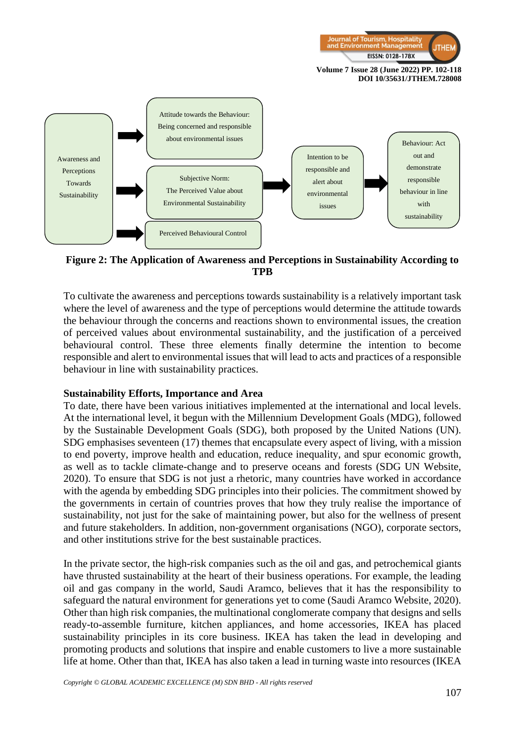Awareness and Perceptions Towards Sustainability

Attitude towards the Behaviour: Being concerned and responsible about environmental issues

Subjective Norm: The Perceived Value about Environmental Sustainability

Perceived Behavioural Control

Intention to be responsible and alert about environmental issues

Behaviour: Act out and demonstrate responsible behaviour in line with sustainability

**Figure 2: The Application of Awareness and Perceptions in Sustainability According to TPB**

To cultivate the awareness and perceptions towards sustainability is a relatively important task where the level of awareness and the type of perceptions would determine the attitude towards the behaviour through the concerns and reactions shown to environmental issues, the creation of perceived values about environmental sustainability, and the justification of a perceived behavioural control. These three elements finally determine the intention to become responsible and alert to environmental issues that will lead to acts and practices of a responsible behaviour in line with sustainability practices.

**Sustainability Efforts, Importance and Area**

To date, there have been various initiatives implemented at the international and local levels. At the international level, it begun with the Millennium Development Goals (MDG), followed by the Sustainable Development Goals (SDG), both proposed by the United Nations (UN). SDG emphasises seventeen (17) themes that encapsulate every aspect of living, with a mission to end poverty, improve health and education, reduce inequality, and spur economic growth, as well as to tackle climate-change and to preserve oceans and forests (SDG UN Website, 2020). To ensure that SDG is not just a rhetoric, many countries have worked in accordance with the agenda by embedding SDG principles into their policies. The commitment showed by the governments in certain of countries proves that how they truly realise the importance of sustainability, not just for the sake of maintaining power, but also for the wellness of present and future stakeholders. In addition, non-government organisations (NGO), corporate sectors, and other institutions strive for the best sustainable practices.

In the private sector, the high-risk companies such as the oil and gas, and petrochemical giants have thrusted sustainability at the heart of their business operations. For example, the leading oil and gas company in the world, Saudi Aramco, believes that it has the responsibility to safeguard the natural environment for generations yet to come (Saudi Aramco Website, 2020). Other than high risk companies, the multinational conglomerate company that designs and sells ready-to-assemble furniture, kitchen appliances, and home accessories, IKEA has placed sustainability principles in its core business. IKEA has taken the lead in developing and promoting products and solutions that inspire and enable customers to live a more sustainable life at home. Other than that, IKEA has also taken a lead in turning waste into resources (IKEA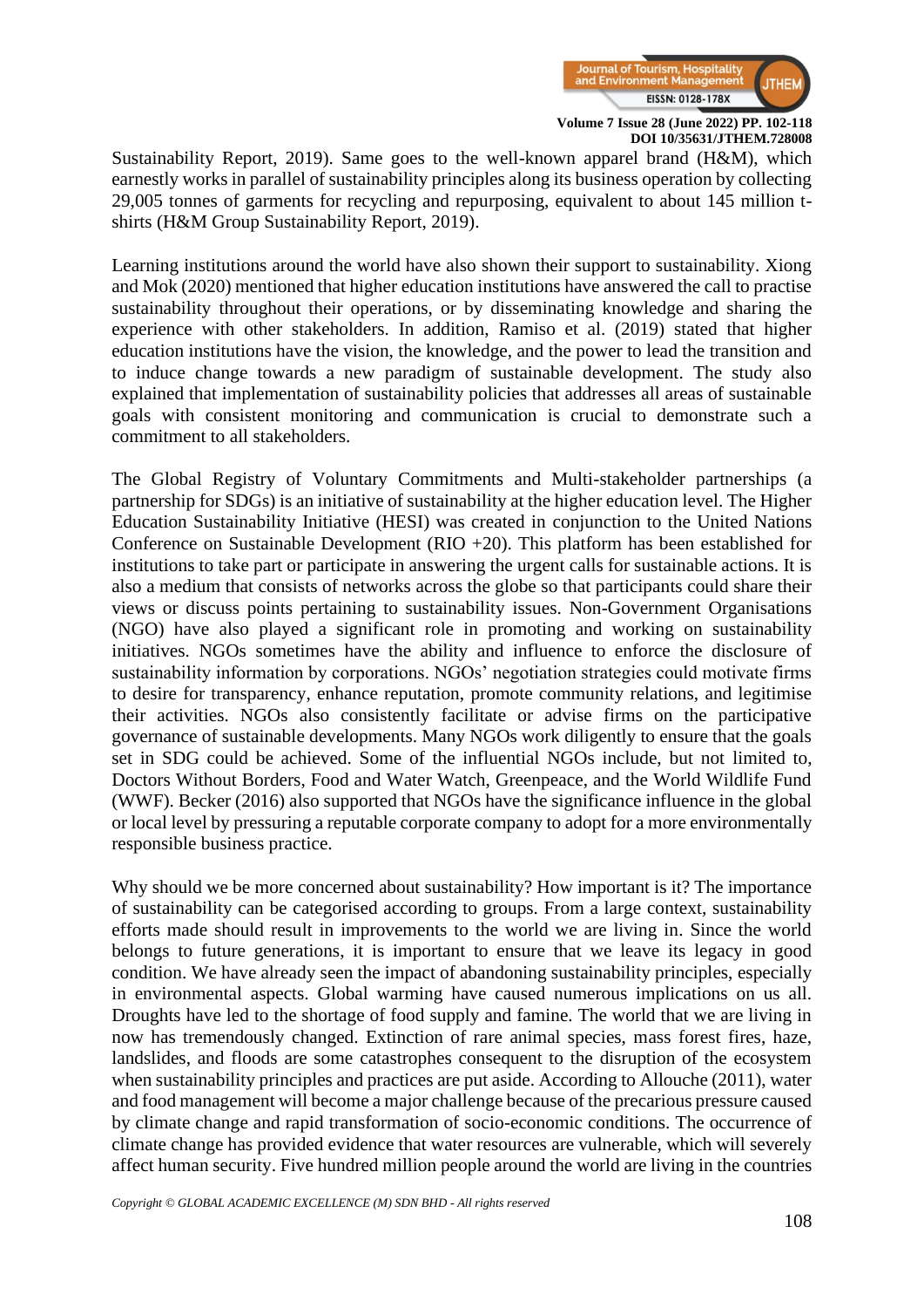Sustainability Report, 2019). Same goes to the well-known apparel brand (H&M), which earnestly works in parallel of sustainability principles along its business operation by collecting 29,005 tonnes of garments for recycling and repurposing, equivalent to about 145 million t-shirts (H&M Group Sustainability Report, 2019).

Learning institutions around the world have also shown their support to sustainability. Xiong and Mok (2020) mentioned that higher education institutions have answered the call to practise sustainability throughout their operations, or by disseminating knowledge and sharing the experience with other stakeholders. In addition, Ramiso et al. (2019) stated that higher education institutions have the vision, the knowledge, and the power to lead the transition and to induce change towards a new paradigm of sustainable development. The study also explained that implementation of sustainability policies that addresses all areas of sustainable goals with consistent monitoring and communication is crucial to demonstrate such a commitment to all stakeholders.

The Global Registry of Voluntary Commitments and Multi-stakeholder partnerships (a partnership for SDGs) is an initiative of sustainability at the higher education level. The Higher Education Sustainability Initiative (HESI) was created in conjunction to the United Nations Conference on Sustainable Development (RIO +20). This platform has been established for institutions to take part or participate in answering the urgent calls for sustainable actions. It is also a medium that consists of networks across the globe so that participants could share their views or discuss points pertaining to sustainability issues. Non-Government Organisations (NGO) have also played a significant role in promoting and working on sustainability initiatives. NGOs sometimes have the ability and influence to enforce the disclosure of sustainability information by corporations. NGOs' negotiation strategies could motivate firms to desire for transparency, enhance reputation, promote community relations, and legitimise their activities. NGOs also consistently facilitate or advise firms on the participative governance of sustainable developments. Many NGOs work diligently to ensure that the goals set in SDG could be achieved. Some of the influential NGOs include, but not limited to, Doctors Without Borders, Food and Water Watch, Greenpeace, and the World Wildlife Fund (WWF). Becker (2016) also supported that NGOs have the significance influence in the global or local level by pressuring a reputable corporate company to adopt for a more environmentally responsible business practice.

Why should we be more concerned about sustainability? How important is it? The importance of sustainability can be categorised according to groups. From a large context, sustainability efforts made should result in improvements to the world we are living in. Since the world belongs to future generations, it is important to ensure that we leave its legacy in good condition. We have already seen the impact of abandoning sustainability principles, especially in environmental aspects. Global warming have caused numerous implications on us all. Droughts have led to the shortage of food supply and famine. The world that we are living in now has tremendously changed. Extinction of rare animal species, mass forest fires, haze, landslides, and floods are some catastrophes consequent to the disruption of the ecosystem when sustainability principles and practices are put aside. According to Allouche (2011), water and food management will become a major challenge because of the precarious pressure caused by climate change and rapid transformation of socio-economic conditions. The occurrence of climate change has provided evidence that water resources are vulnerable, which will severely affect human security. Five hundred million people around the world are living in the countries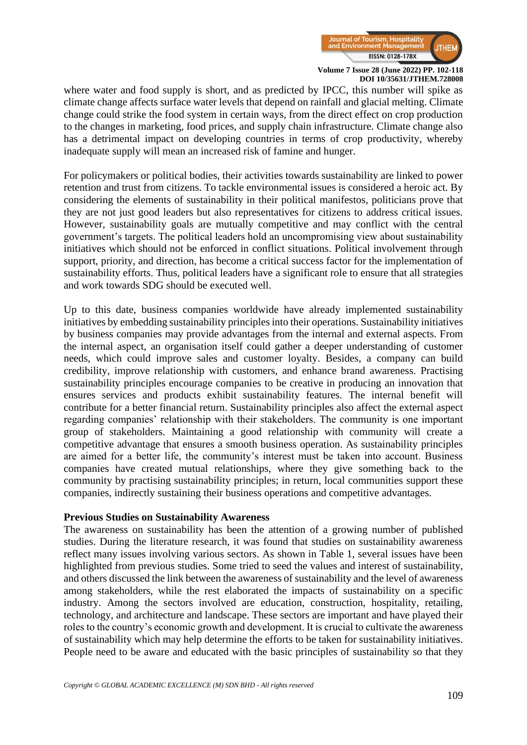where water and food supply is short, and as predicted by IPCC, this number will spike as climate change affects surface water levels that depend on rainfall and glacial melting. Climate change could strike the food system in certain ways, from the direct effect on crop production to the changes in marketing, food prices, and supply chain infrastructure. Climate change also has a detrimental impact on developing countries in terms of crop productivity, whereby inadequate supply will mean an increased risk of famine and hunger.

For policymakers or political bodies, their activities towards sustainability are linked to power retention and trust from citizens. To tackle environmental issues is considered a heroic act. By considering the elements of sustainability in their political manifestos, politicians prove that they are not just good leaders but also representatives for citizens to address critical issues. However, sustainability goals are mutually competitive and may conflict with the central government's targets. The political leaders hold an uncompromising view about sustainability initiatives which should not be enforced in conflict situations. Political involvement through support, priority, and direction, has become a critical success factor for the implementation of sustainability efforts. Thus, political leaders have a significant role to ensure that all strategies and work towards SDG should be executed well.

Up to this date, business companies worldwide have already implemented sustainability initiatives by embedding sustainability principles into their operations. Sustainability initiatives by business companies may provide advantages from the internal and external aspects. From the internal aspect, an organisation itself could gather a deeper understanding of customer needs, which could improve sales and customer loyalty. Besides, a company can build credibility, improve relationship with customers, and enhance brand awareness. Practising sustainability principles encourage companies to be creative in producing an innovation that ensures services and products exhibit sustainability features. The internal benefit will contribute for a better financial return. Sustainability principles also affect the external aspect regarding companies' relationship with their stakeholders. The community is one important group of stakeholders. Maintaining a good relationship with community will create a competitive advantage that ensures a smooth business operation. As sustainability principles are aimed for a better life, the community's interest must be taken into account. Business companies have created mutual relationships, where they give something back to the community by practising sustainability principles; in return, local communities support these companies, indirectly sustaining their business operations and competitive advantages.

**Previous Studies on Sustainability Awareness**

The awareness on sustainability has been the attention of a growing number of published studies. During the literature research, it was found that studies on sustainability awareness reflect many issues involving various sectors. As shown in Table 1, several issues have been highlighted from previous studies. Some tried to seed the values and interest of sustainability, and others discussed the link between the awareness of sustainability and the level of awareness among stakeholders, while the rest elaborated the impacts of sustainability on a specific industry. Among the sectors involved are education, construction, hospitality, retailing, technology, and architecture and landscape. These sectors are important and have played their roles to the country's economic growth and development. It is crucial to cultivate the awareness of sustainability which may help determine the efforts to be taken for sustainability initiatives. People need to be aware and educated with the basic principles of sustainability so that they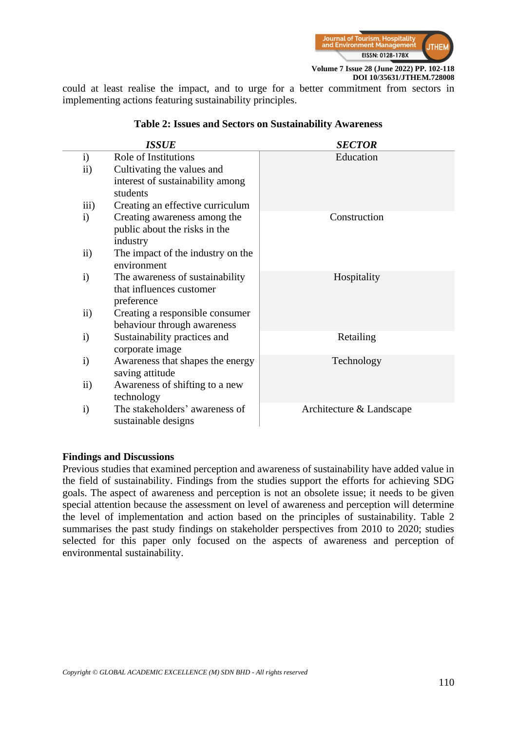could at least realise the impact, and to urge for a better commitment from sectors in implementing actions featuring sustainability principles.

**Table 2: Issues and Sectors on Sustainability Awareness**

| | ***ISSUE*** | ***SECTOR*** |
|---|---|---|
| i) | Role of Institutions | Education |
| ii) | Cultivating the values and interest of sustainability among students | |
| iii) | Creating an effective curriculum | |
| i) | Creating awareness among the public about the risks in the industry | Construction |
| ii) | The impact of the industry on the environment | |
| i) | The awareness of sustainability that influences customer preference | Hospitality |
| ii) | Creating a responsible consumer behaviour through awareness | |
| i) | Sustainability practices and corporate image | Retailing |
| i) | Awareness that shapes the energy saving attitude | Technology |
| ii) | Awareness of shifting to a new technology | |
| i) | The stakeholders' awareness of sustainable designs | Architecture & Landscape |

**Findings and Discussions**

Previous studies that examined perception and awareness of sustainability have added value in the field of sustainability. Findings from the studies support the efforts for achieving SDG goals. The aspect of awareness and perception is not an obsolete issue; it needs to be given special attention because the assessment on level of awareness and perception will determine the level of implementation and action based on the principles of sustainability. Table 2 summarises the past study findings on stakeholder perspectives from 2010 to 2020; studies selected for this paper only focused on the aspects of awareness and perception of environmental sustainability.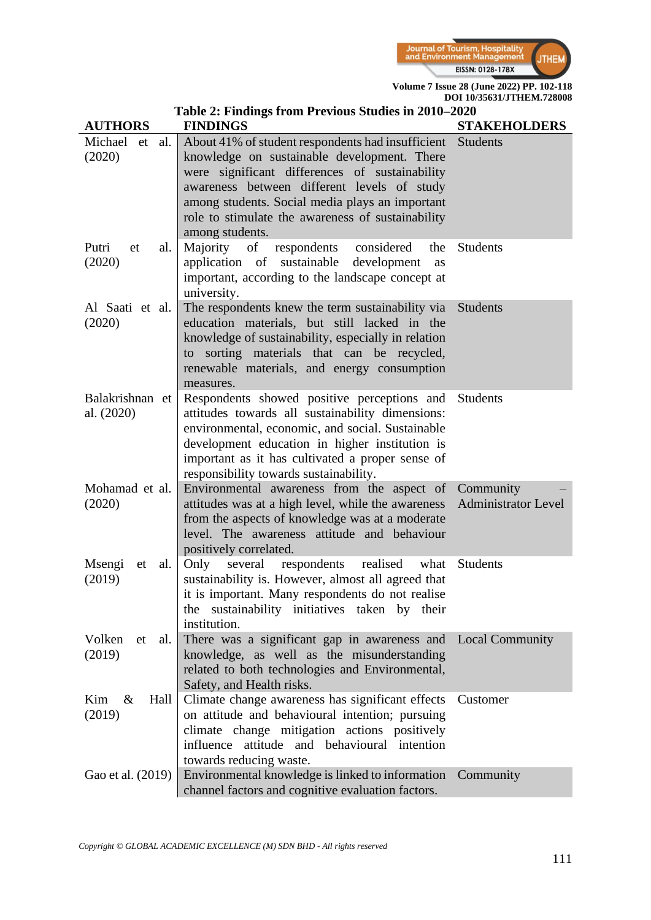**Table 2: Findings from Previous Studies in 2010–2020**

| AUTHORS | FINDINGS | STAKEHOLDERS |
|---|---|---|
| Michael et al. (2020) | About 41% of student respondents had insufficient knowledge on sustainable development. There were significant differences of sustainability awareness between different levels of study among students. Social media plays an important role to stimulate the awareness of sustainability among students. | Students |
| Putri et al. (2020) | Majority of respondents considered the application of sustainable development as important, according to the landscape concept at university. | Students |
| Al Saati et al. (2020) | The respondents knew the term sustainability via education materials, but still lacked in the knowledge of sustainability, especially in relation to sorting materials that can be recycled, renewable materials, and energy consumption measures. | Students |
| Balakrishnan et al. (2020) | Respondents showed positive perceptions and attitudes towards all sustainability dimensions: environmental, economic, and social. Sustainable development education in higher institution is important as it has cultivated a proper sense of responsibility towards sustainability. | Students |
| Mohamad et al. (2020) | Environmental awareness from the aspect of attitudes was at a high level, while the awareness from the aspects of knowledge was at a moderate level. The awareness attitude and behaviour positively correlated. | Community – Administrator Level |
| Msengi et al. (2019) | Only several respondents realised what sustainability is. However, almost all agreed that it is important. Many respondents do not realise the sustainability initiatives taken by their institution. | Students |
| Volken et al. (2019) | There was a significant gap in awareness and knowledge, as well as the misunderstanding related to both technologies and Environmental, Safety, and Health risks. | Local Community |
| Kim & Hall (2019) | Climate change awareness has significant effects on attitude and behavioural intention; pursuing climate change mitigation actions positively influence attitude and behavioural intention towards reducing waste. | Customer |
| Gao et al. (2019) | Environmental knowledge is linked to information channel factors and cognitive evaluation factors. | Community |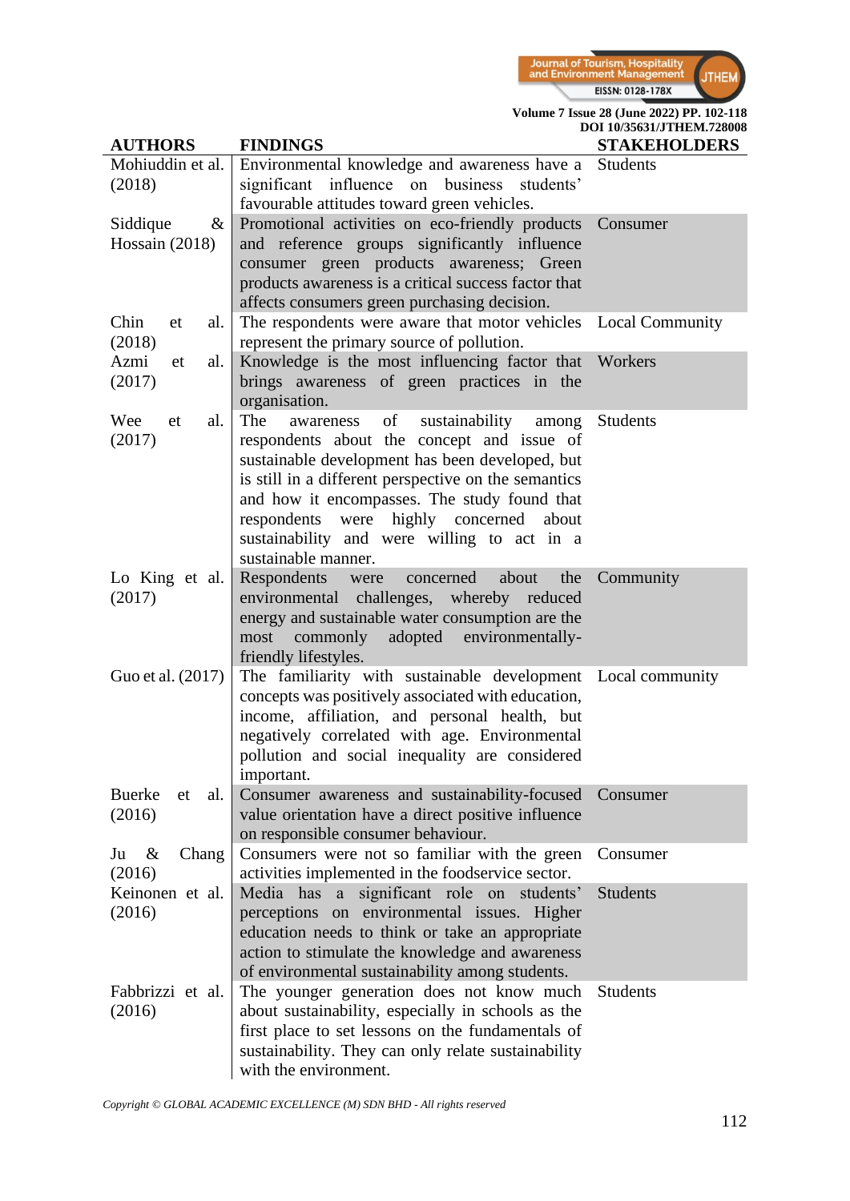| AUTHORS | FINDINGS | STAKEHOLDERS |
|---|---|---|
| Mohiuddin et al. (2018) | Environmental knowledge and awareness have a significant influence on business students' favourable attitudes toward green vehicles. | Students |
| Siddique & Hossain (2018) | Promotional activities on eco-friendly products and reference groups significantly influence consumer green products awareness; Green products awareness is a critical success factor that affects consumers green purchasing decision. | Consumer |
| Chin et al. (2018) | The respondents were aware that motor vehicles represent the primary source of pollution. | Local Community |
| Azmi et al. (2017) | Knowledge is the most influencing factor that brings awareness of green practices in the organisation. | Workers |
| Wee et al. (2017) | The awareness of sustainability among respondents about the concept and issue of sustainable development has been developed, but is still in a different perspective on the semantics and how it encompasses. The study found that respondents were highly concerned about sustainability and were willing to act in a sustainable manner. | Students |
| Lo King et al. (2017) | Respondents were concerned about the environmental challenges, whereby reduced energy and sustainable water consumption are the most commonly adopted environmentally-friendly lifestyles. | Community |
| Guo et al. (2017) | The familiarity with sustainable development concepts was positively associated with education, income, affiliation, and personal health, but negatively correlated with age. Environmental pollution and social inequality are considered important. | Local community |
| Buerke et al. (2016) | Consumer awareness and sustainability-focused value orientation have a direct positive influence on responsible consumer behaviour. | Consumer |
| Ju & Chang (2016) | Consumers were not so familiar with the green activities implemented in the foodservice sector. | Consumer |
| Keinonen et al. (2016) | Media has a significant role on students' perceptions on environmental issues. Higher education needs to think or take an appropriate action to stimulate the knowledge and awareness of environmental sustainability among students. | Students |
| Fabbrizzi et al. (2016) | The younger generation does not know much about sustainability, especially in schools as the first place to set lessons on the fundamentals of sustainability. They can only relate sustainability with the environment. | Students |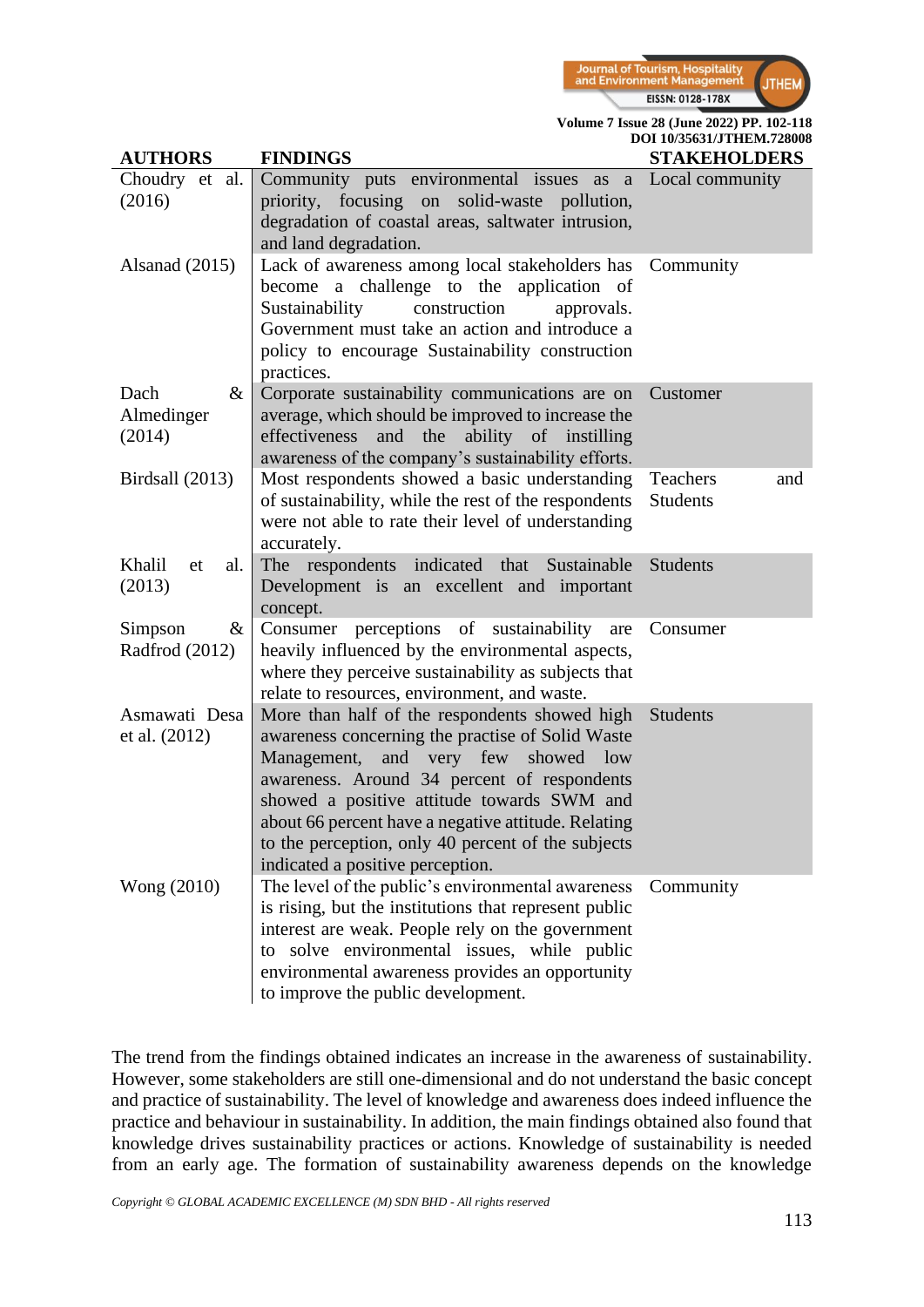| AUTHORS | FINDINGS | STAKEHOLDERS |
|---|---|---|
| Choudry et al. (2016) | Community puts environmental issues as a priority, focusing on solid-waste pollution, degradation of coastal areas, saltwater intrusion, and land degradation. | Local community |
| Alsanad (2015) | Lack of awareness among local stakeholders has become a challenge to the application of Sustainability construction approvals. Government must take an action and introduce a policy to encourage Sustainability construction practices. | Community |
| Dach & Almedinger (2014) | Corporate sustainability communications are on average, which should be improved to increase the effectiveness and the ability of instilling awareness of the company's sustainability efforts. | Customer |
| Birdsall (2013) | Most respondents showed a basic understanding of sustainability, while the rest of the respondents were not able to rate their level of understanding accurately. | Teachers and Students |
| Khalil et al. (2013) | The respondents indicated that Sustainable Development is an excellent and important concept. | Students |
| Simpson & Radfrod (2012) | Consumer perceptions of sustainability are heavily influenced by the environmental aspects, where they perceive sustainability as subjects that relate to resources, environment, and waste. | Consumer |
| Asmawati Desa et al. (2012) | More than half of the respondents showed high awareness concerning the practise of Solid Waste Management, and very few showed low awareness. Around 34 percent of respondents showed a positive attitude towards SWM and about 66 percent have a negative attitude. Relating to the perception, only 40 percent of the subjects indicated a positive perception. | Students |
| Wong (2010) | The level of the public's environmental awareness is rising, but the institutions that represent public interest are weak. People rely on the government to solve environmental issues, while public environmental awareness provides an opportunity to improve the public development. | Community |

The trend from the findings obtained indicates an increase in the awareness of sustainability. However, some stakeholders are still one-dimensional and do not understand the basic concept and practice of sustainability. The level of knowledge and awareness does indeed influence the practice and behaviour in sustainability. In addition, the main findings obtained also found that knowledge drives sustainability practices or actions. Knowledge of sustainability is needed from an early age. The formation of sustainability awareness depends on the knowledge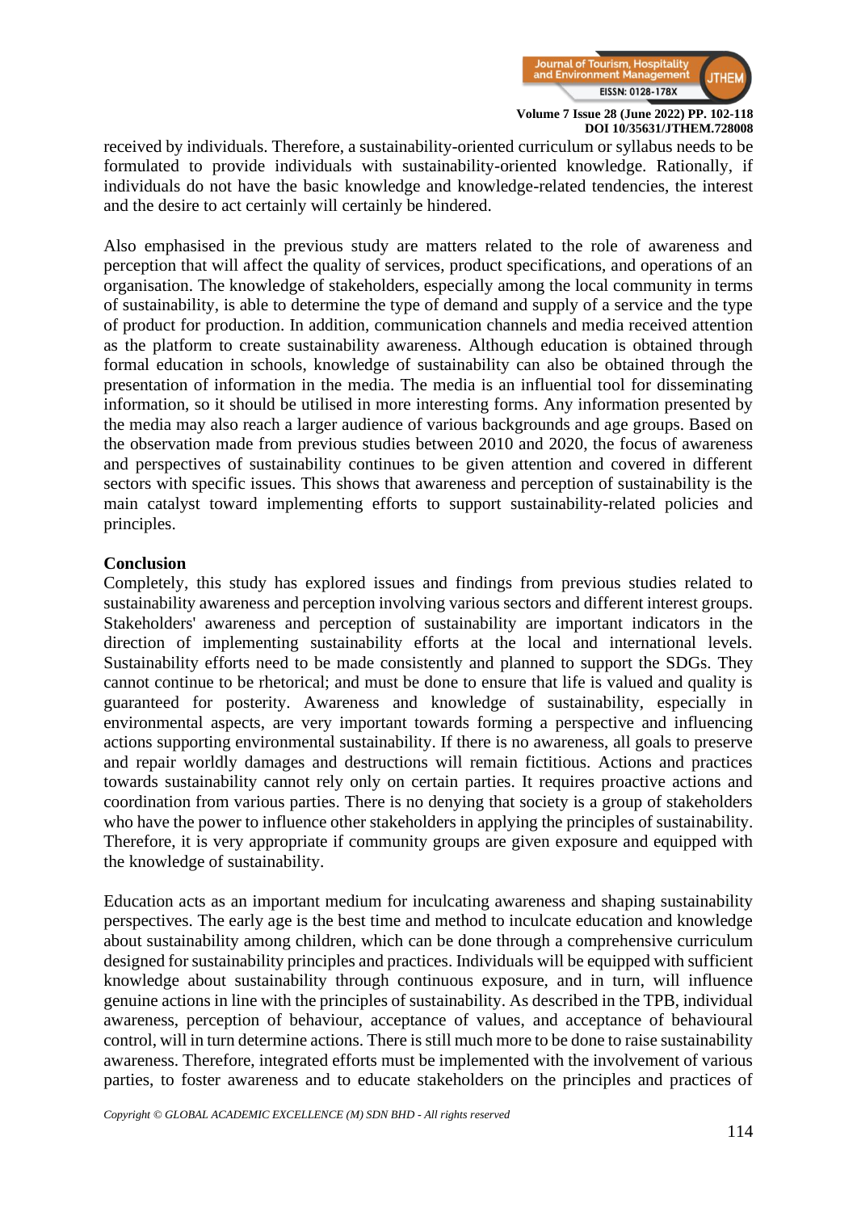received by individuals. Therefore, a sustainability-oriented curriculum or syllabus needs to be formulated to provide individuals with sustainability-oriented knowledge. Rationally, if individuals do not have the basic knowledge and knowledge-related tendencies, the interest and the desire to act certainly will certainly be hindered.

Also emphasised in the previous study are matters related to the role of awareness and perception that will affect the quality of services, product specifications, and operations of an organisation. The knowledge of stakeholders, especially among the local community in terms of sustainability, is able to determine the type of demand and supply of a service and the type of product for production. In addition, communication channels and media received attention as the platform to create sustainability awareness. Although education is obtained through formal education in schools, knowledge of sustainability can also be obtained through the presentation of information in the media. The media is an influential tool for disseminating information, so it should be utilised in more interesting forms. Any information presented by the media may also reach a larger audience of various backgrounds and age groups. Based on the observation made from previous studies between 2010 and 2020, the focus of awareness and perspectives of sustainability continues to be given attention and covered in different sectors with specific issues. This shows that awareness and perception of sustainability is the main catalyst toward implementing efforts to support sustainability-related policies and principles.

## Conclusion

Completely, this study has explored issues and findings from previous studies related to sustainability awareness and perception involving various sectors and different interest groups. Stakeholders' awareness and perception of sustainability are important indicators in the direction of implementing sustainability efforts at the local and international levels. Sustainability efforts need to be made consistently and planned to support the SDGs. They cannot continue to be rhetorical; and must be done to ensure that life is valued and quality is guaranteed for posterity. Awareness and knowledge of sustainability, especially in environmental aspects, are very important towards forming a perspective and influencing actions supporting environmental sustainability. If there is no awareness, all goals to preserve and repair worldly damages and destructions will remain fictitious. Actions and practices towards sustainability cannot rely only on certain parties. It requires proactive actions and coordination from various parties. There is no denying that society is a group of stakeholders who have the power to influence other stakeholders in applying the principles of sustainability. Therefore, it is very appropriate if community groups are given exposure and equipped with the knowledge of sustainability.

Education acts as an important medium for inculcating awareness and shaping sustainability perspectives. The early age is the best time and method to inculcate education and knowledge about sustainability among children, which can be done through a comprehensive curriculum designed for sustainability principles and practices. Individuals will be equipped with sufficient knowledge about sustainability through continuous exposure, and in turn, will influence genuine actions in line with the principles of sustainability. As described in the TPB, individual awareness, perception of behaviour, acceptance of values, and acceptance of behavioural control, will in turn determine actions. There is still much more to be done to raise sustainability awareness. Therefore, integrated efforts must be implemented with the involvement of various parties, to foster awareness and to educate stakeholders on the principles and practices of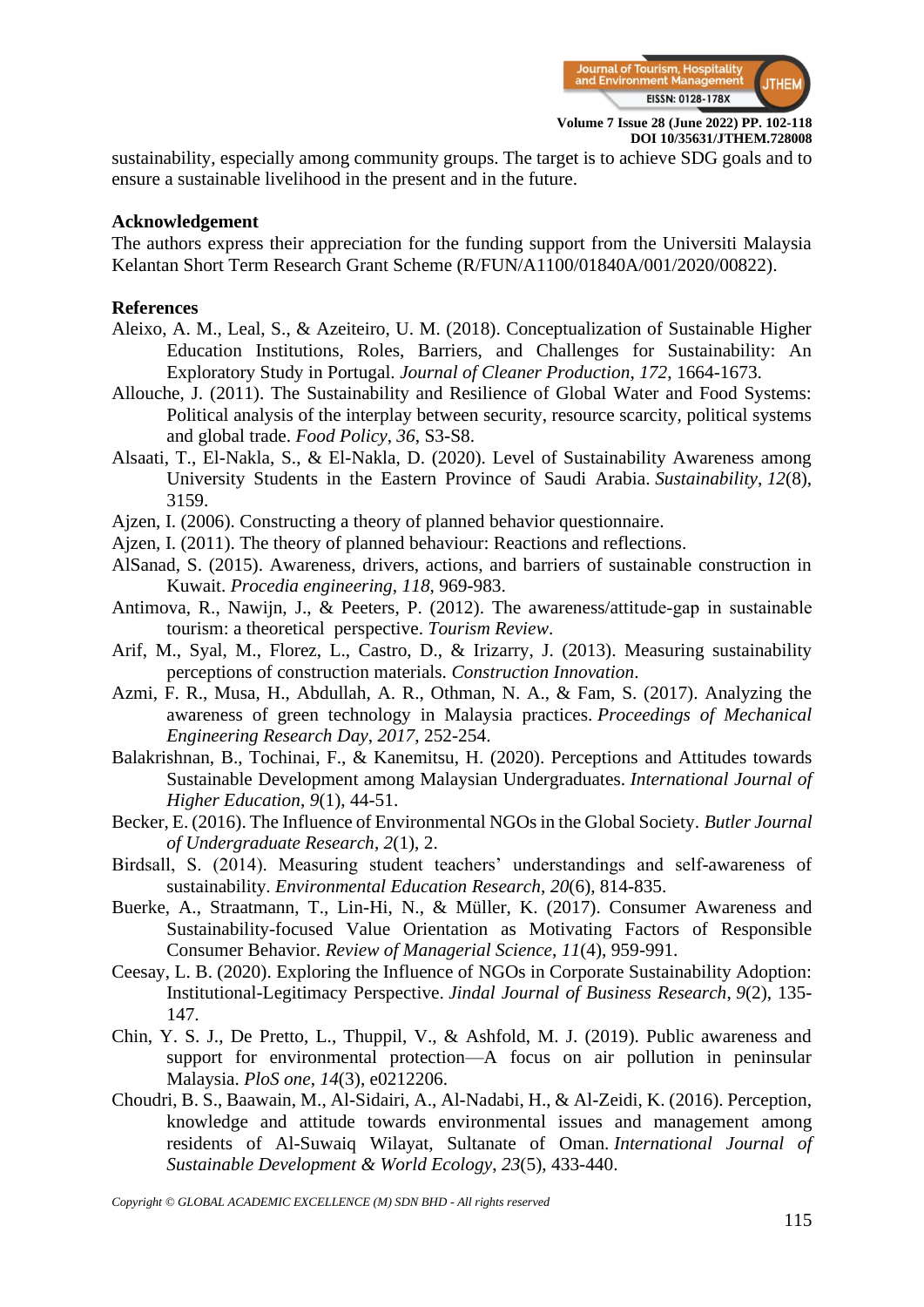sustainability, especially among community groups. The target is to achieve SDG goals and to ensure a sustainable livelihood in the present and in the future.

## Acknowledgement

The authors express their appreciation for the funding support from the Universiti Malaysia Kelantan Short Term Research Grant Scheme (R/FUN/A1100/01840A/001/2020/00822).

## References

Aleixo, A. M., Leal, S., & Azeiteiro, U. M. (2018). Conceptualization of Sustainable Higher Education Institutions, Roles, Barriers, and Challenges for Sustainability: An Exploratory Study in Portugal. *Journal of Cleaner Production*, *172*, 1664-1673.

Allouche, J. (2011). The Sustainability and Resilience of Global Water and Food Systems: Political analysis of the interplay between security, resource scarcity, political systems and global trade. *Food Policy*, *36*, S3-S8.

Alsaati, T., El-Nakla, S., & El-Nakla, D. (2020). Level of Sustainability Awareness among University Students in the Eastern Province of Saudi Arabia. *Sustainability*, *12*(8), 3159.

Ajzen, I. (2006). Constructing a theory of planned behavior questionnaire.

Ajzen, I. (2011). The theory of planned behaviour: Reactions and reflections.

AlSanad, S. (2015). Awareness, drivers, actions, and barriers of sustainable construction in Kuwait. *Procedia engineering*, *118*, 969-983.

Antimova, R., Nawijn, J., & Peeters, P. (2012). The awareness/attitude-gap in sustainable tourism: a theoretical perspective. *Tourism Review*.

Arif, M., Syal, M., Florez, L., Castro, D., & Irizarry, J. (2013). Measuring sustainability perceptions of construction materials. *Construction Innovation*.

Azmi, F. R., Musa, H., Abdullah, A. R., Othman, N. A., & Fam, S. (2017). Analyzing the awareness of green technology in Malaysia practices. *Proceedings of Mechanical Engineering Research Day*, *2017*, 252-254.

Balakrishnan, B., Tochinai, F., & Kanemitsu, H. (2020). Perceptions and Attitudes towards Sustainable Development among Malaysian Undergraduates. *International Journal of Higher Education*, *9*(1), 44-51.

Becker, E. (2016). The Influence of Environmental NGOs in the Global Society. *Butler Journal of Undergraduate Research*, *2*(1), 2.

Birdsall, S. (2014). Measuring student teachers' understandings and self-awareness of sustainability. *Environmental Education Research*, *20*(6), 814-835.

Buerke, A., Straatmann, T., Lin-Hi, N., & Müller, K. (2017). Consumer Awareness and Sustainability-focused Value Orientation as Motivating Factors of Responsible Consumer Behavior. *Review of Managerial Science*, *11*(4), 959-991.

Ceesay, L. B. (2020). Exploring the Influence of NGOs in Corporate Sustainability Adoption: Institutional-Legitimacy Perspective. *Jindal Journal of Business Research*, *9*(2), 135-147.

Chin, Y. S. J., De Pretto, L., Thuppil, V., & Ashfold, M. J. (2019). Public awareness and support for environmental protection—A focus on air pollution in peninsular Malaysia. *PloS one*, *14*(3), e0212206.

Choudri, B. S., Baawain, M., Al-Sidairi, A., Al-Nadabi, H., & Al-Zeidi, K. (2016). Perception, knowledge and attitude towards environmental issues and management among residents of Al-Suwaiq Wilayat, Sultanate of Oman. *International Journal of Sustainable Development & World Ecology*, *23*(5), 433-440.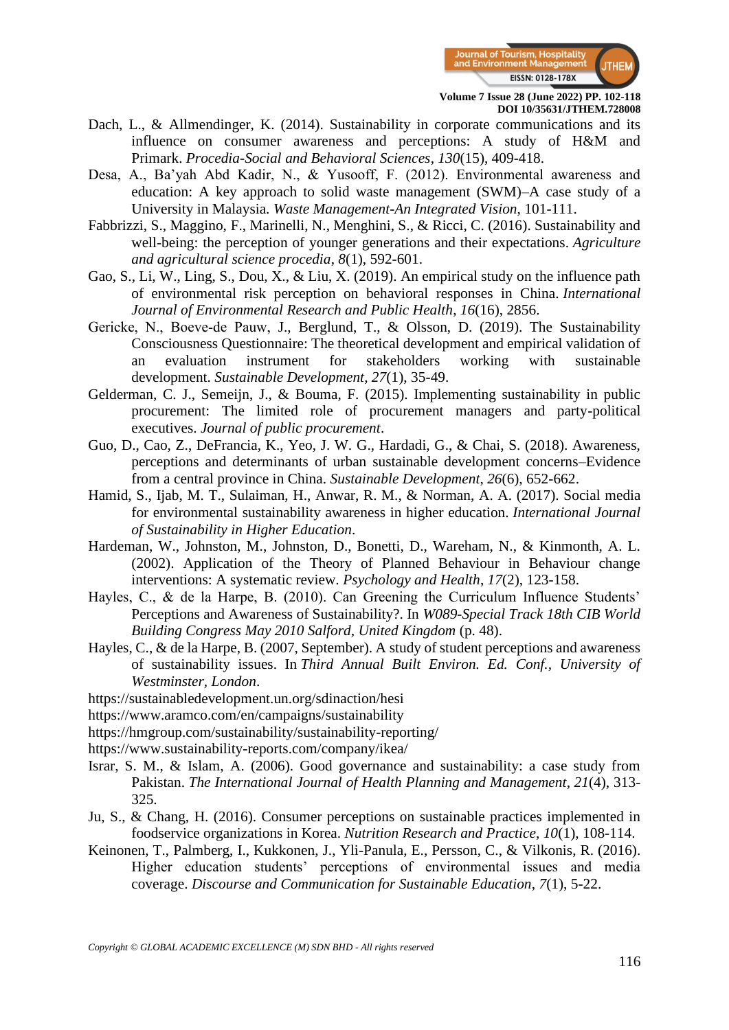Dach, L., & Allmendinger, K. (2014). Sustainability in corporate communications and its influence on consumer awareness and perceptions: A study of H&M and Primark. *Procedia-Social and Behavioral Sciences*, *130*(15), 409-418.

Desa, A., Ba'yah Abd Kadir, N., & Yusooff, F. (2012). Environmental awareness and education: A key approach to solid waste management (SWM)–A case study of a University in Malaysia. *Waste Management-An Integrated Vision*, 101-111.

Fabbrizzi, S., Maggino, F., Marinelli, N., Menghini, S., & Ricci, C. (2016). Sustainability and well-being: the perception of younger generations and their expectations. *Agriculture and agricultural science procedia*, *8*(1), 592-601.

Gao, S., Li, W., Ling, S., Dou, X., & Liu, X. (2019). An empirical study on the influence path of environmental risk perception on behavioral responses in China. *International Journal of Environmental Research and Public Health*, *16*(16), 2856.

Gericke, N., Boeve-de Pauw, J., Berglund, T., & Olsson, D. (2019). The Sustainability Consciousness Questionnaire: The theoretical development and empirical validation of an evaluation instrument for stakeholders working with sustainable development. *Sustainable Development*, *27*(1), 35-49.

Gelderman, C. J., Semeijn, J., & Bouma, F. (2015). Implementing sustainability in public procurement: The limited role of procurement managers and party-political executives. *Journal of public procurement*.

Guo, D., Cao, Z., DeFrancia, K., Yeo, J. W. G., Hardadi, G., & Chai, S. (2018). Awareness, perceptions and determinants of urban sustainable development concerns–Evidence from a central province in China. *Sustainable Development*, *26*(6), 652-662.

Hamid, S., Ijab, M. T., Sulaiman, H., Anwar, R. M., & Norman, A. A. (2017). Social media for environmental sustainability awareness in higher education. *International Journal of Sustainability in Higher Education*.

Hardeman, W., Johnston, M., Johnston, D., Bonetti, D., Wareham, N., & Kinmonth, A. L. (2002). Application of the Theory of Planned Behaviour in Behaviour change interventions: A systematic review. *Psychology and Health*, *17*(2), 123-158.

Hayles, C., & de la Harpe, B. (2010). Can Greening the Curriculum Influence Students' Perceptions and Awareness of Sustainability?. In *W089-Special Track 18th CIB World Building Congress May 2010 Salford, United Kingdom* (p. 48).

Hayles, C., & de la Harpe, B. (2007, September). A study of student perceptions and awareness of sustainability issues. In *Third Annual Built Environ. Ed. Conf., University of Westminster, London*.

https://sustainabledevelopment.un.org/sdinaction/hesi

https://www.aramco.com/en/campaigns/sustainability

https://hmgroup.com/sustainability/sustainability-reporting/

https://www.sustainability-reports.com/company/ikea/

Israr, S. M., & Islam, A. (2006). Good governance and sustainability: a case study from Pakistan. *The International Journal of Health Planning and Management*, *21*(4), 313-325.

Ju, S., & Chang, H. (2016). Consumer perceptions on sustainable practices implemented in foodservice organizations in Korea. *Nutrition Research and Practice*, *10*(1), 108-114.

Keinonen, T., Palmberg, I., Kukkonen, J., Yli-Panula, E., Persson, C., & Vilkonis, R. (2016). Higher education students' perceptions of environmental issues and media coverage. *Discourse and Communication for Sustainable Education*, *7*(1), 5-22.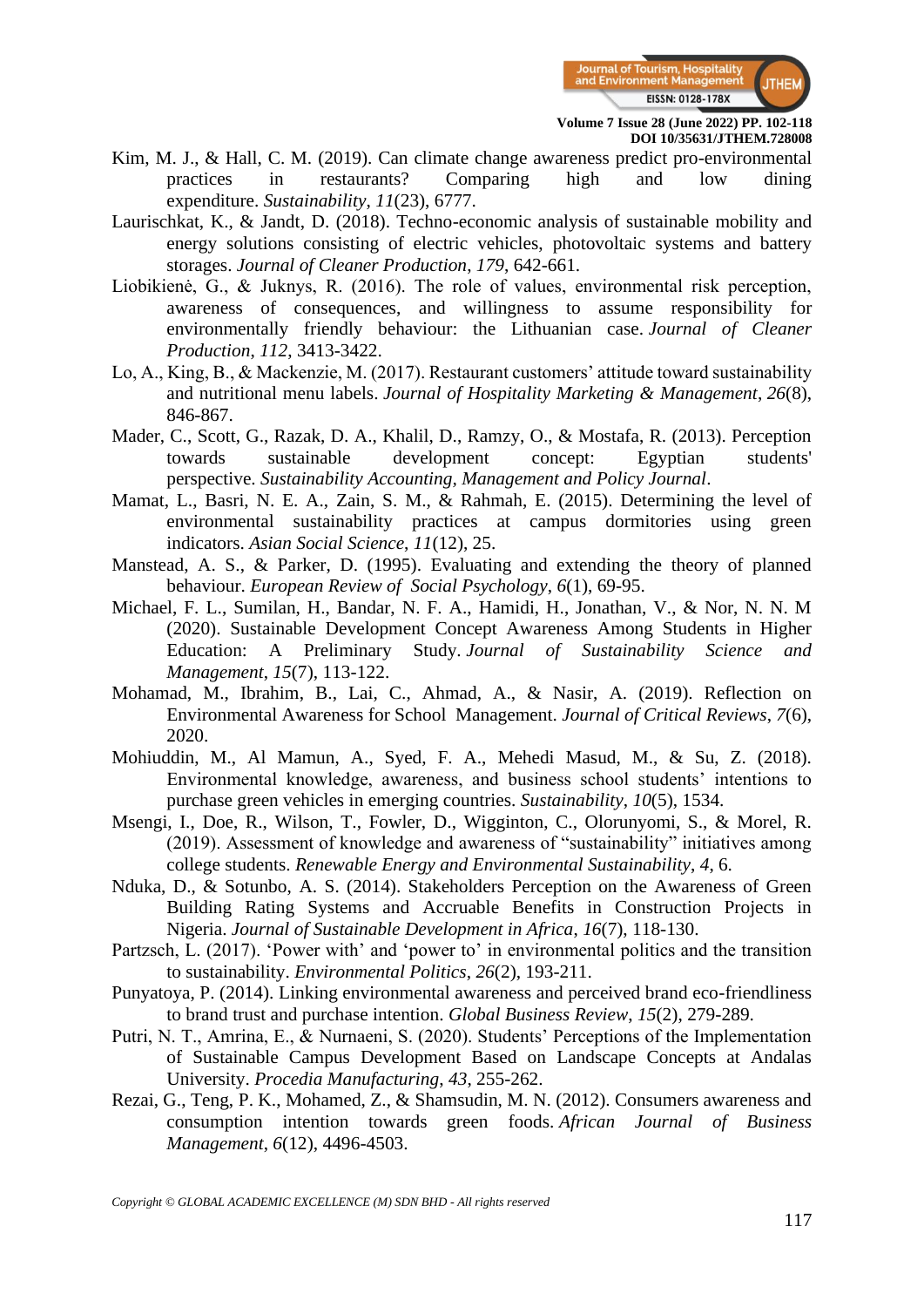Kim, M. J., & Hall, C. M. (2019). Can climate change awareness predict pro-environmental practices in restaurants? Comparing high and low dining expenditure. *Sustainability*, *11*(23), 6777.

Laurischkat, K., & Jandt, D. (2018). Techno-economic analysis of sustainable mobility and energy solutions consisting of electric vehicles, photovoltaic systems and battery storages. *Journal of Cleaner Production*, *179*, 642-661.

Liobikienė, G., & Juknys, R. (2016). The role of values, environmental risk perception, awareness of consequences, and willingness to assume responsibility for environmentally friendly behaviour: the Lithuanian case. *Journal of Cleaner Production*, *112*, 3413-3422.

Lo, A., King, B., & Mackenzie, M. (2017). Restaurant customers' attitude toward sustainability and nutritional menu labels. *Journal of Hospitality Marketing & Management*, *26*(8), 846-867.

Mader, C., Scott, G., Razak, D. A., Khalil, D., Ramzy, O., & Mostafa, R. (2013). Perception towards sustainable development concept: Egyptian students' perspective. *Sustainability Accounting, Management and Policy Journal*.

Mamat, L., Basri, N. E. A., Zain, S. M., & Rahmah, E. (2015). Determining the level of environmental sustainability practices at campus dormitories using green indicators. *Asian Social Science*, *11*(12), 25.

Manstead, A. S., & Parker, D. (1995). Evaluating and extending the theory of planned behaviour. *European Review of Social Psychology*, *6*(1), 69-95.

Michael, F. L., Sumilan, H., Bandar, N. F. A., Hamidi, H., Jonathan, V., & Nor, N. N. M (2020). Sustainable Development Concept Awareness Among Students in Higher Education: A Preliminary Study. *Journal of Sustainability Science and Management*, *15*(7), 113-122.

Mohamad, M., Ibrahim, B., Lai, C., Ahmad, A., & Nasir, A. (2019). Reflection on Environmental Awareness for School Management. *Journal of Critical Reviews*, *7*(6), 2020.

Mohiuddin, M., Al Mamun, A., Syed, F. A., Mehedi Masud, M., & Su, Z. (2018). Environmental knowledge, awareness, and business school students' intentions to purchase green vehicles in emerging countries. *Sustainability*, *10*(5), 1534.

Msengi, I., Doe, R., Wilson, T., Fowler, D., Wigginton, C., Olorunyomi, S., & Morel, R. (2019). Assessment of knowledge and awareness of "sustainability" initiatives among college students. *Renewable Energy and Environmental Sustainability*, *4*, 6.

Nduka, D., & Sotunbo, A. S. (2014). Stakeholders Perception on the Awareness of Green Building Rating Systems and Accruable Benefits in Construction Projects in Nigeria. *Journal of Sustainable Development in Africa*, *16*(7), 118-130.

Partzsch, L. (2017). 'Power with' and 'power to' in environmental politics and the transition to sustainability. *Environmental Politics*, *26*(2), 193-211.

Punyatoya, P. (2014). Linking environmental awareness and perceived brand eco-friendliness to brand trust and purchase intention. *Global Business Review*, *15*(2), 279-289.

Putri, N. T., Amrina, E., & Nurnaeni, S. (2020). Students' Perceptions of the Implementation of Sustainable Campus Development Based on Landscape Concepts at Andalas University. *Procedia Manufacturing*, *43*, 255-262.

Rezai, G., Teng, P. K., Mohamed, Z., & Shamsudin, M. N. (2012). Consumers awareness and consumption intention towards green foods. *African Journal of Business Management*, *6*(12), 4496-4503.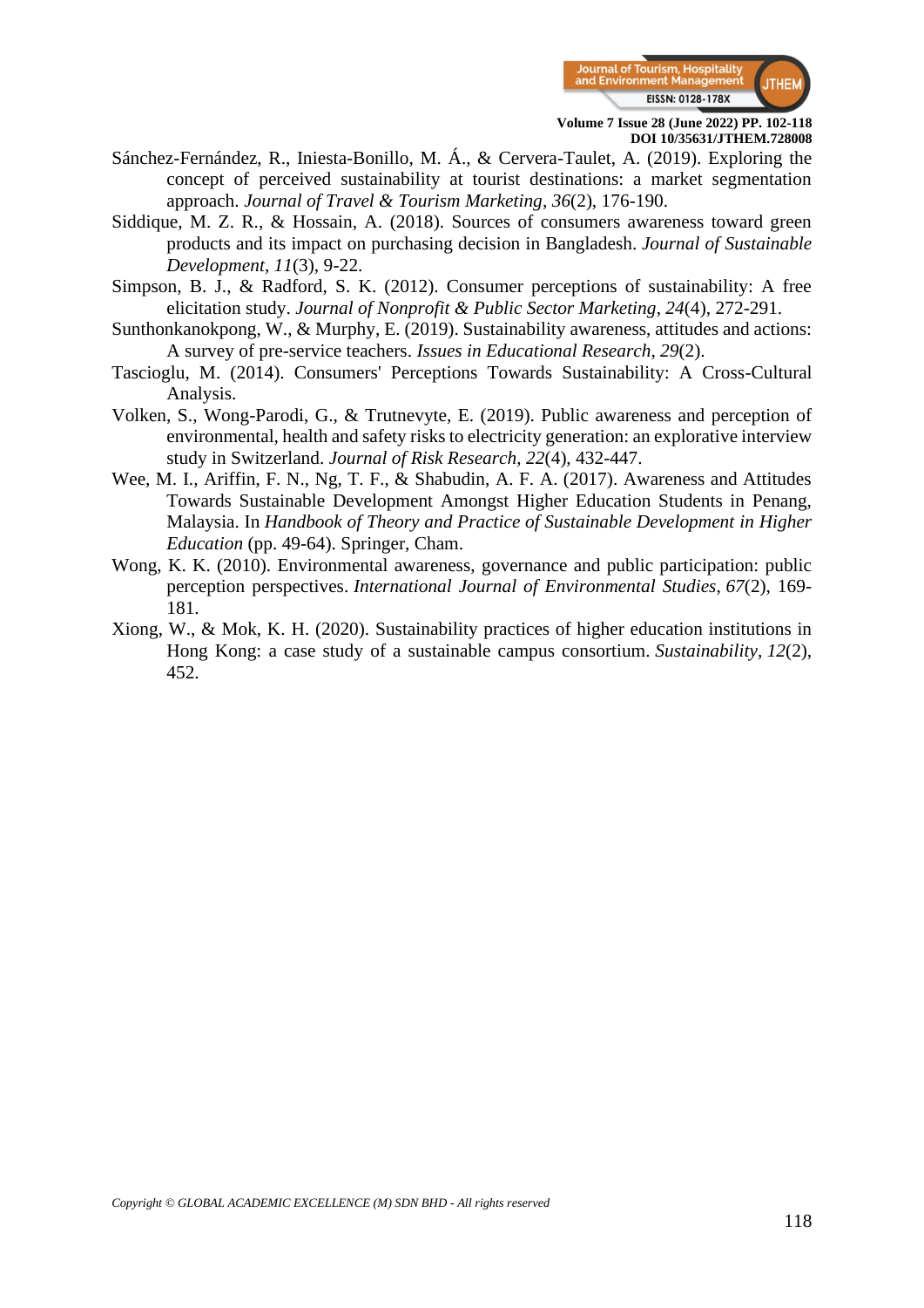Sánchez-Fernández, R., Iniesta-Bonillo, M. Á., & Cervera-Taulet, A. (2019). Exploring the concept of perceived sustainability at tourist destinations: a market segmentation approach. *Journal of Travel & Tourism Marketing*, *36*(2), 176-190.

Siddique, M. Z. R., & Hossain, A. (2018). Sources of consumers awareness toward green products and its impact on purchasing decision in Bangladesh. *Journal of Sustainable Development*, *11*(3), 9-22.

Simpson, B. J., & Radford, S. K. (2012). Consumer perceptions of sustainability: A free elicitation study. *Journal of Nonprofit & Public Sector Marketing*, *24*(4), 272-291.

Sunthonkanokpong, W., & Murphy, E. (2019). Sustainability awareness, attitudes and actions: A survey of pre-service teachers. *Issues in Educational Research*, *29*(2).

Tascioglu, M. (2014). Consumers' Perceptions Towards Sustainability: A Cross-Cultural Analysis.

Volken, S., Wong-Parodi, G., & Trutnevyte, E. (2019). Public awareness and perception of environmental, health and safety risks to electricity generation: an explorative interview study in Switzerland. *Journal of Risk Research*, *22*(4), 432-447.

Wee, M. I., Ariffin, F. N., Ng, T. F., & Shabudin, A. F. A. (2017). Awareness and Attitudes Towards Sustainable Development Amongst Higher Education Students in Penang, Malaysia. In *Handbook of Theory and Practice of Sustainable Development in Higher Education* (pp. 49-64). Springer, Cham.

Wong, K. K. (2010). Environmental awareness, governance and public participation: public perception perspectives. *International Journal of Environmental Studies*, *67*(2), 169-181.

Xiong, W., & Mok, K. H. (2020). Sustainability practices of higher education institutions in Hong Kong: a case study of a sustainable campus consortium. *Sustainability*, *12*(2), 452.